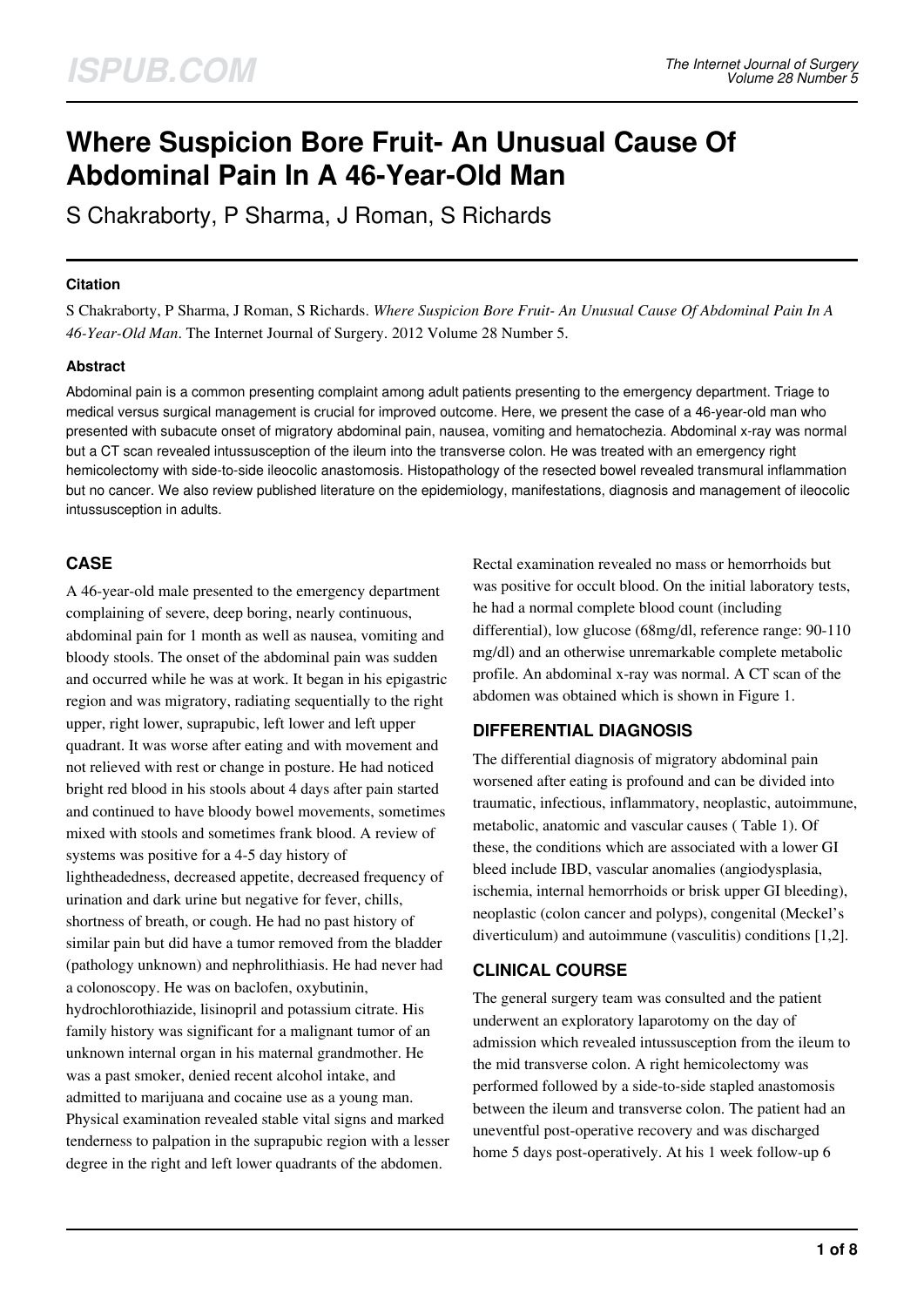# Where Suspicion Bore Fruit- An Unusual Cause Of Abdominal Pain In A 46-Year-Old Man

S Chakraborty, P Sharma, J Roman, S Richards

## Citation

S Chakraborty, P Sharma, J Roman, S Richards. *Where Suspicion Bore Fruit- An Unusual Cause Of Abdominal Pain In A 46-Year-Old Man*. The Internet Journal of Surgery. 2012 Volume 28 Number 5.

## Abstract

Abdominal pain is a common presenting complaint among adult patients presenting to the emergency department. Triage to medical versus surgical management is crucial for improved outcome. Here, we present the case of a 46-year-old man who presented with subacute onset of migratory abdominal pain, nausea, vomiting and hematochezia. Abdominal x-ray was normal but a CT scan revealed intussusception of the ileum into the transverse colon. He was treated with an emergency right hemicolectomy with side-to-side ileocolic anastomosis. Histopathology of the resected bowel revealed transmural inflammation but no cancer. We also review published literature on the epidemiology, manifestations, diagnosis and management of ileocolic intussusception in adults.

## CASE

A 46-year-old male presented to the emergency department complaining of severe, deep boring, nearly continuous, abdominal pain for 1 month as well as nausea, vomiting and bloody stools. The onset of the abdominal pain was sudden and occurred while he was at work. It began in his epigastric region and was migratory, radiating sequentially to the right upper, right lower, suprapubic, left lower and left upper quadrant. It was worse after eating and with movement and not relieved with rest or change in posture. He had noticed bright red blood in his stools about 4 days after pain started and continued to have bloody bowel movements, sometimes mixed with stools and sometimes frank blood. A review of systems was positive for a 4-5 day history of lightheadedness, decreased appetite, decreased frequency of urination and dark urine but negative for fever, chills, shortness of breath, or cough. He had no past history of similar pain but did have a tumor removed from the bladder (pathology unknown) and nephrolithiasis. He had never had a colonoscopy. He was on baclofen, oxybutinin, hydrochlorothiazide, lisinopril and potassium citrate. His family history was significant for a malignant tumor of an unknown internal organ in his maternal grandmother. He was a past smoker, denied recent alcohol intake, and admitted to marijuana and cocaine use as a young man. Physical examination revealed stable vital signs and marked tenderness to palpation in the suprapubic region with a lesser degree in the right and left lower quadrants of the abdomen. Rectal examination revealed no mass or hemorrhoids but was positive for occult blood. On the initial laboratory tests, he had a normal complete blood count (including differential), low glucose (68mg/dl, reference range: 90-110 mg/dl) and an otherwise unremarkable complete metabolic profile. An abdominal x-ray was normal. A CT scan of the abdomen was obtained which is shown in Figure 1.

## DIFFERENTIAL DIAGNOSIS

The differential diagnosis of migratory abdominal pain worsened after eating is profound and can be divided into traumatic, infectious, inflammatory, neoplastic, autoimmune, metabolic, anatomic and vascular causes ( Table 1). Of these, the conditions which are associated with a lower GI bleed include IBD, vascular anomalies (angiodysplasia, ischemia, internal hemorrhoids or brisk upper GI bleeding), neoplastic (colon cancer and polyps), congenital (Meckel's diverticulum) and autoimmune (vasculitis) conditions [1,2].

## CLINICAL COURSE

The general surgery team was consulted and the patient underwent an exploratory laparotomy on the day of admission which revealed intussusception from the ileum to the mid transverse colon. A right hemicolectomy was performed followed by a side-to-side stapled anastomosis between the ileum and transverse colon. The patient had an uneventful post-operative recovery and was discharged home 5 days post-operatively. At his 1 week follow-up 6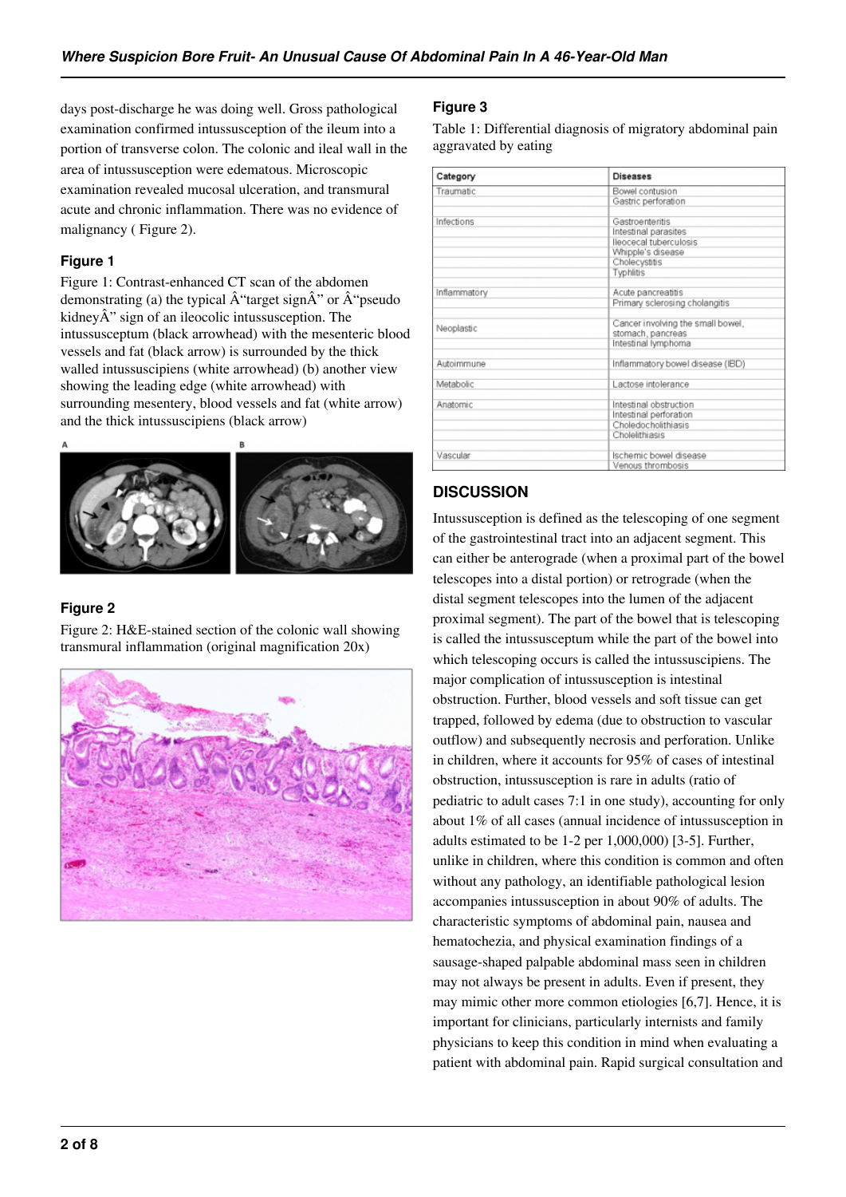days post-discharge he was doing well. Gross pathological examination confirmed intussusception of the ileum into a portion of transverse colon. The colonic and ileal wall in the area of intussusception were edematous. Microscopic examination revealed mucosal ulceration, and transmural acute and chronic inflammation. There was no evidence of malignancy ( Figure 2).

### Figure 1

Figure 1: Contrast-enhanced CT scan of the abdomen demonstrating (a) the typical Â“target signÂ” or Â“pseudo kidneyÂ” sign of an ileocolic intussusception. The intussusceptum (black arrowhead) with the mesenteric blood vessels and fat (black arrow) is surrounded by the thick walled intussuscipiens (white arrowhead) (b) another view showing the leading edge (white arrowhead) with surrounding mesentery, blood vessels and fat (white arrow) and the thick intussuscipiens (black arrow)

### Figure 2

Figure 2: H&E-stained section of the colonic wall showing transmural inflammation (original magnification 20x)

### Figure 3

Table 1: Differential diagnosis of migratory abdominal pain aggravated by eating

| Category | Diseases |
|---|---|
| Traumatic | Bowel contusion<br>Gastric perforation |
| Infections | Gastroenteritis<br>Intestinal parasites<br>Ileocecal tuberculosis<br>Whipple's disease<br>Cholecystitis<br>Typhlitis |
| Inflammatory | Acute pancreatitis<br>Primary sclerosing cholangitis |
| Neoplastic | Cancer involving the small bowel, stomach, pancreas<br>Intestinal lymphoma |
| Autoimmune | Inflammatory bowel disease (IBD) |
| Metabolic | Lactose intolerance |
| Anatomic | Intestinal obstruction<br>Intestinal perforation<br>Choledocholithiasis<br>Cholelithiasis |
| Vascular | Ischemic bowel disease<br>Venous thrombosis |

## DISCUSSION

Intussusception is defined as the telescoping of one segment of the gastrointestinal tract into an adjacent segment. This can either be anterograde (when a proximal part of the bowel telescopes into a distal portion) or retrograde (when the distal segment telescopes into the lumen of the adjacent proximal segment). The part of the bowel that is telescoping is called the intussusceptum while the part of the bowel into which telescoping occurs is called the intussuscipiens. The major complication of intussusception is intestinal obstruction. Further, blood vessels and soft tissue can get trapped, followed by edema (due to obstruction to vascular outflow) and subsequently necrosis and perforation. Unlike in children, where it accounts for 95% of cases of intestinal obstruction, intussusception is rare in adults (ratio of pediatric to adult cases 7:1 in one study), accounting for only about 1% of all cases (annual incidence of intussusception in adults estimated to be 1-2 per 1,000,000) [3-5]. Further, unlike in children, where this condition is common and often without any pathology, an identifiable pathological lesion accompanies intussusception in about 90% of adults. The characteristic symptoms of abdominal pain, nausea and hematochezia, and physical examination findings of a sausage-shaped palpable abdominal mass seen in children may not always be present in adults. Even if present, they may mimic other more common etiologies [6,7]. Hence, it is important for clinicians, particularly internists and family physicians to keep this condition in mind when evaluating a patient with abdominal pain. Rapid surgical consultation and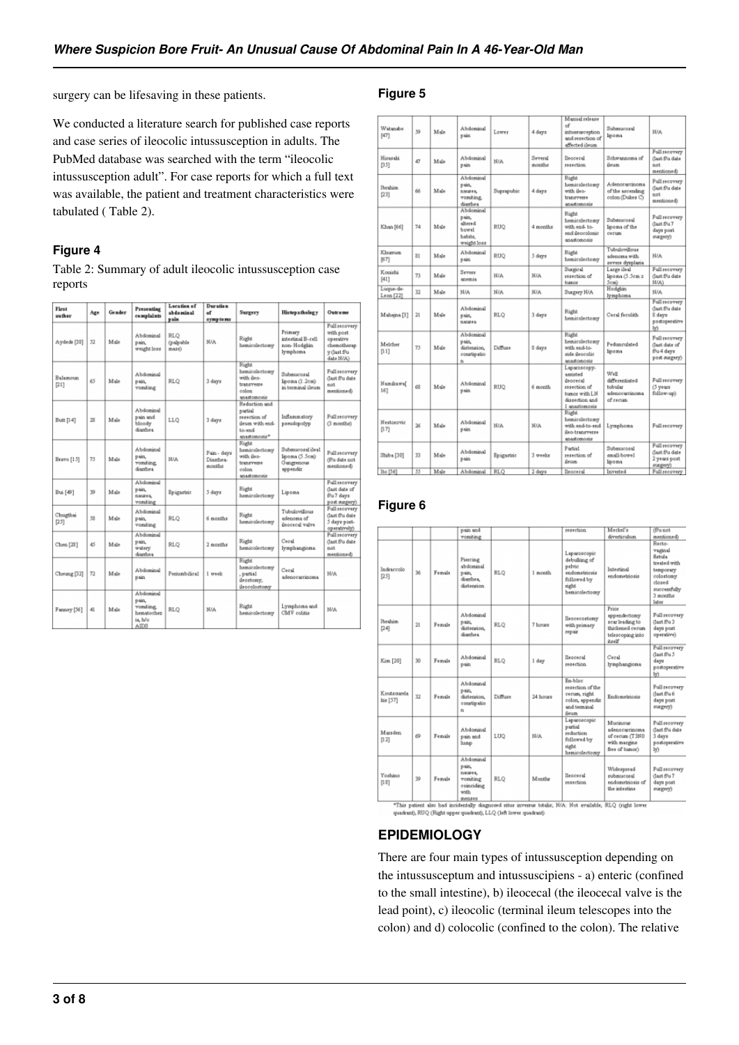surgery can be lifesaving in these patients.

We conducted a literature search for published case reports and case series of ileocolic intussusception in adults. The PubMed database was searched with the term "ileocolic intussusception adult". For case reports for which a full text was available, the patient and treatment characteristics were tabulated ( Table 2).

#### Figure 4

Table 2: Summary of adult ileocolic intussusception case reports

| First author | Age | Gender | Presenting complaints | Location of abdominal pain | Duration of symptoms | Surgery | Histopathology | Outcome |
|---|---|---|---|---|---|---|---|---|
| Aydede [38] | 52 | Male | Abdominal pain, weight loss | RLQ (palpable mass) | N/A | Right hemicolectomy | Primary intestinal B-cell non- Hodgkin lymphoma | Full recovery with post operative chemotherapy (last f/u date N/A) |
| Balamoun [21] | 65 | Male | Abdominal pain, vomiting | RLQ | 3 days | Right hemicolectomy with ileo-transverse colon anastomosis | Submucosal lipoma (1.2cm) in terminal ileum | Full recovery (last f/u date not mentioned) |
| Butt [14] | 28 | Male | Abdominal pain and bloody diarrhea | LLQ | 3 days | Reduction and partial resection of ileum with end-to-end anastomosis* | Inflammatory pseudopolyp | Full recovery (3 months) |
| Bravo [15] | 75 | Male | Abdominal pain, vomiting, diarrhea | N/A | Pain - days Diarrhea-months | Right hemicolectomy with ileo-transverse colon anastomosis | Submucosal ileal lipoma (5.5cm) Gangrenous appendix | Full recovery (f/u date not mentioned) |
| Bui [49] | 39 | Male | Abdominal pain, nausea, vomiting | Epigastric | 5 days | Right hemicolectomy | Lipoma | Full recovery (last date of f/u 7 days post surgery) |
| Chugthai [25] | 58 | Male | Abdominal pain, vomiting | RLQ | 6 months | Right hemicolectomy | Tubulovillous adenoma of ileocecal valve | Full recovery (last f/u date 5 days post-operatively) |
| Chen [28] | 45 | Male | Abdominal pain, watery diarrhea | RLQ | 2 months | Right hemicolectomy | Cecal lymphangioma | Full recovery (last f/u date not mentioned) |
| Cheung [32] | 72 | Male | Abdominal pain | Periumbilical | 1 week | Right hemicolectomy, partial ileostomy, ileocolostomy | Cecal adenocarcinoma | N/A |
| Fanney [56] | 41 | Male | Abdominal pain, vomiting, hematochezia, h/o AIDS | RLQ | N/A | Right hemicolectomy | Lymphoma and CMV colitis | N/A |

#### Figure 5

| | | | | | | | | |
|---|---|---|---|---|---|---|---|---|
| Watanabe [47] | 59 | Male | Abdominal pain | Lower | 4 days | Manual release of intussusception and resection of affected ileum | Submucosal lipoma | N/A |
| Hirasaki [35] | 47 | Male | Abdominal pain | N/A | Several months | Ileocecal resection | Schwannoma of ileum | Full recovery (last f/u date not mentioned) |
| Ibrahim [23] | 66 | Male | Abdominal pain, nausea, vomiting, diarrhea | Suprapubic | 4 days | Right hemicolectomy with ileo-transverse anastomosis | Adenocarcinoma of the ascending colon (Dukes C) | Full recovery (last f/u date not mentioned) |
| Khan [66] | 74 | Male | Abdominal pain, altered bowel habits, weight loss | RUQ | 4 months | Right hemicolectomy with end- to-end ileocolonic anastomosis | Submucosal lipoma of the cecum | Full recovery (last f/u 7 days post surgery) |
| Khurrum [67] | 81 | Male | Abdominal pain | RUQ | 5 days | Right hemicolectomy | Tubulovillous adenoma with severe dysplasia | N/A |
| Konishi [41] | 73 | Male | Severe anemia | N/A | N/A | Surgical resection of tumor | Large ileal lipoma (5.5cm x 5cm) | Full recovery (last f/u date N/A) |
| Luque-de-Leon [22] | 32 | Male | N/A | N/A | N/A | Surgery N/A | Hodgkin lymphoma | N/A |
| Mahajna [3] | 21 | Male | Abdominal pain, nausea | RLQ | 3 days | Right hemicolectomy | Cecal fecolith | Full recovery (last f/u date 8 days postoperatively) |
| Melcher [11] | 75 | Male | Abdominal pain, distension, constipation | Diffuse | 8 days | Right hemicolectomy with end-to-side ileocolic anastomosis | Pedunculated lipoma | Full recovery (last date of f/u 4 days post surgery) |
| Namikawa[16] | 68 | Male | Abdominal pain | RUQ | 6 month | Laparoscopy-assisted ileocecal resection of tumor with LN dissection and 1 anastomosis | Well differentiated tubular adenocarcinoma of cecum | Full recovery (5 years follow-up) |
| Nestorovic [17] | 26 | Male | Abdominal pain | N/A | N/A | Right hemicolectomy with end-to-end ileo-transverse anastomosis | Lymphoma | Full recovery |
| Shiba [30] | 33 | Male | Abdominal pain | Epigastric | 3 weeks | Partial resection of ileum | Submucosal small-bowel lipoma | Full recovery (last f/u date 2 years post surgery) |
| Ito [56] | 55 | Male | Abdominal | RLQ | 2 days | Ileocecal | Inverted | Full recovery |

#### Figure 6

| | | | | | | | | |
|---|---|---|---|---|---|---|---|---|
| | | | pain and vomiting | | | resection | Meckel's diverticulum | (f/u not mentioned) |
| Indraccolo [25] | 36 | Female | Piercing abdominal pain, diarrhea, distension | RLQ | 1 month | Laparoscopic debulking of pelvic endometriosis followed by right hemicolectomy | Intestinal endometriosis | Recto-vaginal fistula treated with temporary colostomy closed successfully 3 months later |
| Ibrahim [24] | 21 | Female | Abdominal pain, distension, diarrhea | RLQ | 7 hours | Ileocecostomy with primary repair | Prior appendectomy scar leading to thickened cecum telescoping into itself | Full recovery (last f/u 3 days post operative) |
| Kim [20] | 30 | Female | Abdominal pain | RLQ | 1 day | Ileocecal resection | Cecal lymphangioma | Full recovery (last f/u 5 days postoperatively) |
| Koutsouralakis [57] | 32 | Female | Abdominal pain, distension, constipation | Diffuse | 24 hours | En-bloc resection of the cecum, right colon, appendix and terminal ileum | Endometriosis | Full recovery (last f/u 6 days post surgery) |
| Marsden [12] | 69 | Female | Abdominal pain and lump | LUQ | N/A | Laparoscopic partial reduction followed by right hemicolectomy | Mucinous adenocarcinoma of cecum (T3N0 with margins free of tumor) | Full recovery (last f/u date 3 days postoperatively) |
| Yoshino [18] | 39 | Female | Abdominal pain, nausea, vomiting coinciding with menses | RLQ | Months | Ileocecal resection | Widespread submucosal endometriosis of the intestine | Full recovery (last f/u 7 days post surgery) |

*This patient also had incidentally diagnosed situs inversus totalis; N/A: Not available, RLQ (right lower quadrant), RUQ (Right upper quadrant), LLQ (left lower quadrant)

## EPIDEMIOLOGY

There are four main types of intussusception depending on the intussusceptum and intussuscipiens - a) enteric (confined to the small intestine), b) ileocecal (the ileocecal valve is the lead point), c) ileocolic (terminal ileum telescopes into the colon) and d) colocolic (confined to the colon). The relative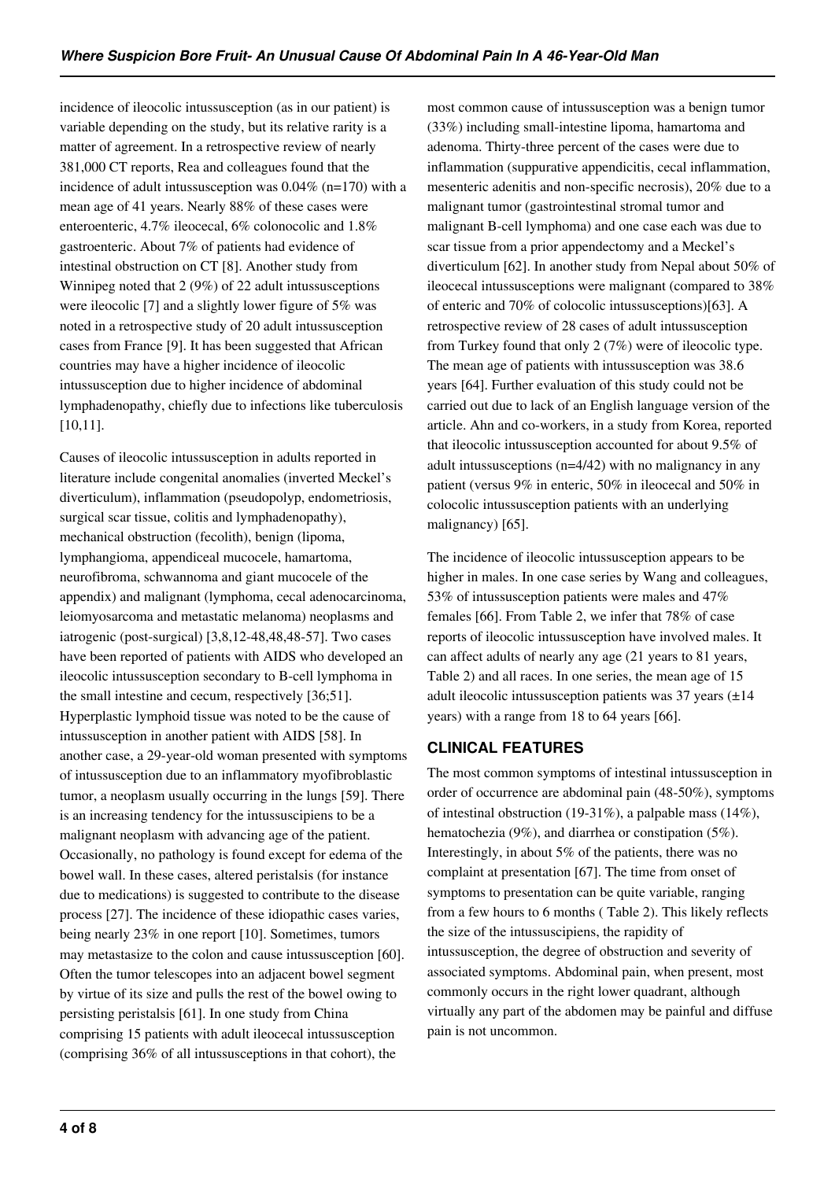incidence of ileocolic intussusception (as in our patient) is variable depending on the study, but its relative rarity is a matter of agreement. In a retrospective review of nearly 381,000 CT reports, Rea and colleagues found that the incidence of adult intussusception was 0.04% (n=170) with a mean age of 41 years. Nearly 88% of these cases were enteroenteric, 4.7% ileocecal, 6% colonocolic and 1.8% gastroenteric. About 7% of patients had evidence of intestinal obstruction on CT [8]. Another study from Winnipeg noted that 2 (9%) of 22 adult intussusceptions were ileocolic [7] and a slightly lower figure of 5% was noted in a retrospective study of 20 adult intussusception cases from France [9]. It has been suggested that African countries may have a higher incidence of ileocolic intussusception due to higher incidence of abdominal lymphadenopathy, chiefly due to infections like tuberculosis [10,11].

Causes of ileocolic intussusception in adults reported in literature include congenital anomalies (inverted Meckel's diverticulum), inflammation (pseudopolyp, endometriosis, surgical scar tissue, colitis and lymphadenopathy), mechanical obstruction (fecolith), benign (lipoma, lymphangioma, appendiceal mucocele, hamartoma, neurofibroma, schwannoma and giant mucocele of the appendix) and malignant (lymphoma, cecal adenocarcinoma, leiomyosarcoma and metastatic melanoma) neoplasms and iatrogenic (post-surgical) [3,8,12-48,48,48-57]. Two cases have been reported of patients with AIDS who developed an ileocolic intussusception secondary to B-cell lymphoma in the small intestine and cecum, respectively [36;51]. Hyperplastic lymphoid tissue was noted to be the cause of intussusception in another patient with AIDS [58]. In another case, a 29-year-old woman presented with symptoms of intussusception due to an inflammatory myofibroblastic tumor, a neoplasm usually occurring in the lungs [59]. There is an increasing tendency for the intussuscipiens to be a malignant neoplasm with advancing age of the patient. Occasionally, no pathology is found except for edema of the bowel wall. In these cases, altered peristalsis (for instance due to medications) is suggested to contribute to the disease process [27]. The incidence of these idiopathic cases varies, being nearly 23% in one report [10]. Sometimes, tumors may metastasize to the colon and cause intussusception [60]. Often the tumor telescopes into an adjacent bowel segment by virtue of its size and pulls the rest of the bowel owing to persisting peristalsis [61]. In one study from China comprising 15 patients with adult ileocecal intussusception (comprising 36% of all intussusceptions in that cohort), the most common cause of intussusception was a benign tumor (33%) including small-intestine lipoma, hamartoma and adenoma. Thirty-three percent of the cases were due to inflammation (suppurative appendicitis, cecal inflammation, mesenteric adenitis and non-specific necrosis), 20% due to a malignant tumor (gastrointestinal stromal tumor and malignant B-cell lymphoma) and one case each was due to scar tissue from a prior appendectomy and a Meckel's diverticulum [62]. In another study from Nepal about 50% of ileocecal intussusceptions were malignant (compared to 38% of enteric and 70% of colocolic intussusceptions)[63]. A retrospective review of 28 cases of adult intussusception from Turkey found that only 2 (7%) were of ileocolic type. The mean age of patients with intussusception was 38.6 years [64]. Further evaluation of this study could not be carried out due to lack of an English language version of the article. Ahn and co-workers, in a study from Korea, reported that ileocolic intussusception accounted for about 9.5% of adult intussusceptions (n=4/42) with no malignancy in any patient (versus 9% in enteric, 50% in ileocecal and 50% in colocolic intussusception patients with an underlying malignancy) [65].

The incidence of ileocolic intussusception appears to be higher in males. In one case series by Wang and colleagues, 53% of intussusception patients were males and 47% females [66]. From Table 2, we infer that 78% of case reports of ileocolic intussusception have involved males. It can affect adults of nearly any age (21 years to 81 years, Table 2) and all races. In one series, the mean age of 15 adult ileocolic intussusception patients was 37 years (±14 years) with a range from 18 to 64 years [66].

## CLINICAL FEATURES

The most common symptoms of intestinal intussusception in order of occurrence are abdominal pain (48-50%), symptoms of intestinal obstruction (19-31%), a palpable mass (14%), hematochezia (9%), and diarrhea or constipation (5%). Interestingly, in about 5% of the patients, there was no complaint at presentation [67]. The time from onset of symptoms to presentation can be quite variable, ranging from a few hours to 6 months ( Table 2). This likely reflects the size of the intussuscipiens, the rapidity of intussusception, the degree of obstruction and severity of associated symptoms. Abdominal pain, when present, most commonly occurs in the right lower quadrant, although virtually any part of the abdomen may be painful and diffuse pain is not uncommon.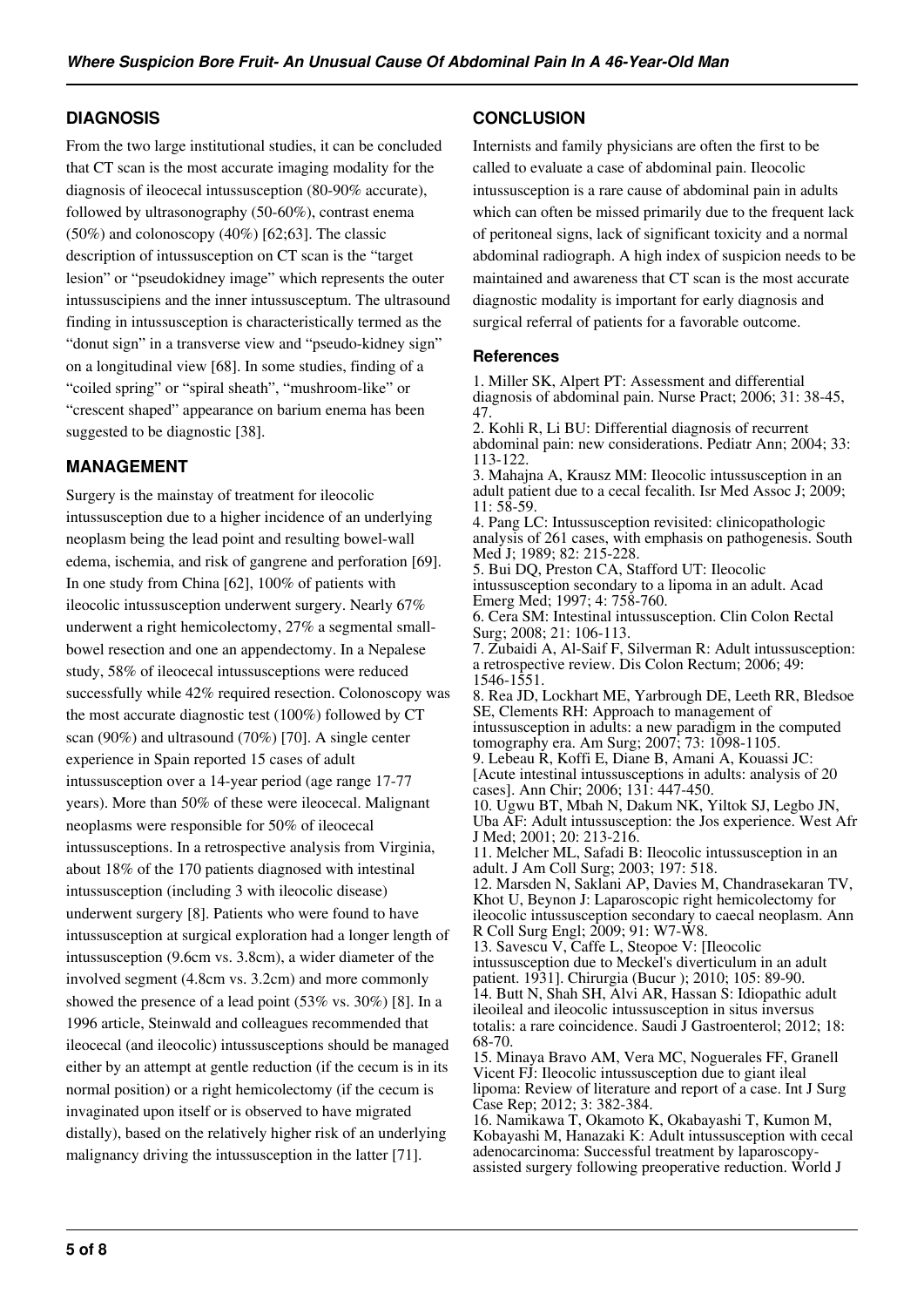## DIAGNOSIS

From the two large institutional studies, it can be concluded that CT scan is the most accurate imaging modality for the diagnosis of ileocecal intussusception (80-90% accurate), followed by ultrasonography (50-60%), contrast enema (50%) and colonoscopy (40%) [62;63]. The classic description of intussusception on CT scan is the "target lesion" or "pseudokidney image" which represents the outer intussuscipiens and the inner intussusceptum. The ultrasound finding in intussusception is characteristically termed as the "donut sign" in a transverse view and "pseudo-kidney sign" on a longitudinal view [68]. In some studies, finding of a "coiled spring" or "spiral sheath", "mushroom-like" or "crescent shaped" appearance on barium enema has been suggested to be diagnostic [38].

## MANAGEMENT

Surgery is the mainstay of treatment for ileocolic intussusception due to a higher incidence of an underlying neoplasm being the lead point and resulting bowel-wall edema, ischemia, and risk of gangrene and perforation [69]. In one study from China [62], 100% of patients with ileocolic intussusception underwent surgery. Nearly 67% underwent a right hemicolectomy, 27% a segmental small-bowel resection and one an appendectomy. In a Nepalese study, 58% of ileocecal intussusceptions were reduced successfully while 42% required resection. Colonoscopy was the most accurate diagnostic test (100%) followed by CT scan (90%) and ultrasound (70%) [70]. A single center experience in Spain reported 15 cases of adult intussusception over a 14-year period (age range 17-77 years). More than 50% of these were ileocecal. Malignant neoplasms were responsible for 50% of ileocecal intussusceptions. In a retrospective analysis from Virginia, about 18% of the 170 patients diagnosed with intestinal intussusception (including 3 with ileocolic disease) underwent surgery [8]. Patients who were found to have intussusception at surgical exploration had a longer length of intussusception (9.6cm vs. 3.8cm), a wider diameter of the involved segment (4.8cm vs. 3.2cm) and more commonly showed the presence of a lead point (53% vs. 30%) [8]. In a 1996 article, Steinwald and colleagues recommended that ileocecal (and ileocolic) intussusceptions should be managed either by an attempt at gentle reduction (if the cecum is in its normal position) or a right hemicolectomy (if the cecum is invaginated upon itself or is observed to have migrated distally), based on the relatively higher risk of an underlying malignancy driving the intussusception in the latter [71].

## CONCLUSION

Internists and family physicians are often the first to be called to evaluate a case of abdominal pain. Ileocolic intussusception is a rare cause of abdominal pain in adults which can often be missed primarily due to the frequent lack of peritoneal signs, lack of significant toxicity and a normal abdominal radiograph. A high index of suspicion needs to be maintained and awareness that CT scan is the most accurate diagnostic modality is important for early diagnosis and surgical referral of patients for a favorable outcome.

### References

1. Miller SK, Alpert PT: Assessment and differential diagnosis of abdominal pain. Nurse Pract; 2006; 31: 38-45, 47.
2. Kohli R, Li BU: Differential diagnosis of recurrent abdominal pain: new considerations. Pediatr Ann; 2004; 33: 113-122.
3. Mahajna A, Krausz MM: Ileocolic intussusception in an adult patient due to a cecal fecalith. Isr Med Assoc J; 2009; 11: 58-59.
4. Pang LC: Intussusception revisited: clinicopathologic analysis of 261 cases, with emphasis on pathogenesis. South Med J; 1989; 82: 215-228.
5. Bui DQ, Preston CA, Stafford UT: Ileocolic intussusception secondary to a lipoma in an adult. Acad Emerg Med; 1997; 4: 758-760.
6. Cera SM: Intestinal intussusception. Clin Colon Rectal Surg; 2008; 21: 106-113.
7. Zubaidi A, Al-Saif F, Silverman R: Adult intussusception: a retrospective review. Dis Colon Rectum; 2006; 49: 1546-1551.
8. Rea JD, Lockhart ME, Yarbrough DE, Leeth RR, Bledsoe SE, Clements RH: Approach to management of intussusception in adults: a new paradigm in the computed tomography era. Am Surg; 2007; 73: 1098-1105.
9. Lebeau R, Koffi E, Diane B, Amani A, Kouassi JC: [Acute intestinal intussusceptions in adults: analysis of 20 cases]. Ann Chir; 2006; 131: 447-450.
10. Ugwu BT, Mbah N, Dakum NK, Yiltok SJ, Legbo JN, Uba AF: Adult intussusception: the Jos experience. West Afr J Med; 2001; 20: 213-216.
11. Melcher ML, Safadi B: Ileocolic intussusception in an adult. J Am Coll Surg; 2003; 197: 518.
12. Marsden N, Saklani AP, Davies M, Chandrasekaran TV, Khot U, Beynon J: Laparoscopic right hemicolectomy for ileocolic intussusception secondary to caecal neoplasm. Ann R Coll Surg Engl; 2009; 91: W7-W8.
13. Savescu V, Caffe L, Steopoe V: [Ileocolic intussusception due to Meckel's diverticulum in an adult patient. 1931]. Chirurgia (Bucur ); 2010; 105: 89-90.
14. Butt N, Shah SH, Alvi AR, Hassan S: Idiopathic adult ileoileal and ileocolic intussusception in situs inversus totalis: a rare coincidence. Saudi J Gastroenterol; 2012; 18: 68-70.
15. Minaya Bravo AM, Vera MC, Noguerales FF, Granell Vicent FJ: Ileocolic intussusception due to giant ileal lipoma: Review of literature and report of a case. Int J Surg Case Rep; 2012; 3: 382-384.
16. Namikawa T, Okamoto K, Okabayashi T, Kumon M, Kobayashi M, Hanazaki K: Adult intussusception with cecal adenocarcinoma: Successful treatment by laparoscopy-assisted surgery following preoperative reduction. World J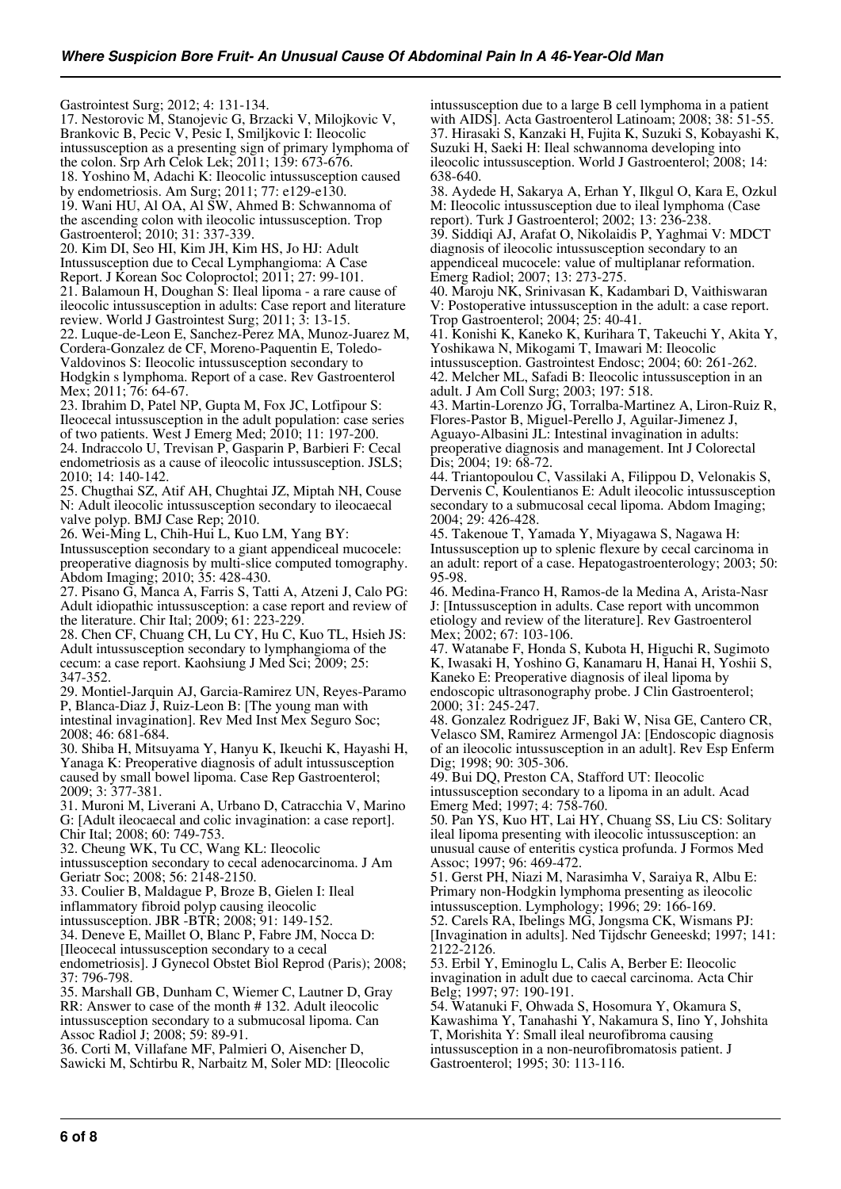Gastrointest Surg; 2012; 4: 131-134.

17. Nestorovic M, Stanojevic G, Brzacki V, Milojkovic V, Brankovic B, Pecic V, Pesic I, Smiljkovic I: Ileocolic intussusception as a presenting sign of primary lymphoma of the colon. Srp Arh Celok Lek; 2011; 139: 673-676.

18. Yoshino M, Adachi K: Ileocolic intussusception caused by endometriosis. Am Surg; 2011; 77: e129-e130.

19. Wani HU, Al OA, Al SW, Ahmed B: Schwannoma of the ascending colon with ileocolic intussusception. Trop Gastroenterol; 2010; 31: 337-339.

20. Kim DI, Seo HI, Kim JH, Kim HS, Jo HJ: Adult Intussusception due to Cecal Lymphangioma: A Case Report. J Korean Soc Coloproctol; 2011; 27: 99-101.

21. Balamoun H, Doughan S: Ileal lipoma - a rare cause of ileocolic intussusception in adults: Case report and literature review. World J Gastrointest Surg; 2011; 3: 13-15.

22. Luque-de-Leon E, Sanchez-Perez MA, Munoz-Juarez M, Cordera-Gonzalez de CF, Moreno-Paquentin E, Toledo-Valdovinos S: Ileocolic intussusception secondary to Hodgkin s lymphoma. Report of a case. Rev Gastroenterol Mex; 2011; 76: 64-67.

23. Ibrahim D, Patel NP, Gupta M, Fox JC, Lotfipour S: Ileocecal intussusception in the adult population: case series of two patients. West J Emerg Med; 2010; 11: 197-200.

24. Indraccolo U, Trevisan P, Gasparin P, Barbieri F: Cecal endometriosis as a cause of ileocolic intussusception. JSLS; 2010; 14: 140-142.

25. Chugthai SZ, Atif AH, Chughtai JZ, Miptah NH, Couse N: Adult ileocolic intussusception secondary to ileocaecal valve polyp. BMJ Case Rep; 2010.

26. Wei-Ming L, Chih-Hui L, Kuo LM, Yang BY: Intussusception secondary to a giant appendiceal mucocele: preoperative diagnosis by multi-slice computed tomography. Abdom Imaging; 2010; 35: 428-430.

27. Pisano G, Manca A, Farris S, Tatti A, Atzeni J, Calo PG: Adult idiopathic intussusception: a case report and review of the literature. Chir Ital; 2009; 61: 223-229.

28. Chen CF, Chuang CH, Lu CY, Hu C, Kuo TL, Hsieh JS: Adult intussusception secondary to lymphangioma of the cecum: a case report. Kaohsiung J Med Sci; 2009; 25: 347-352.

29. Montiel-Jarquin AJ, Garcia-Ramirez UN, Reyes-Paramo P, Blanca-Diaz J, Ruiz-Leon B: [The young man with intestinal invagination]. Rev Med Inst Mex Seguro Soc; 2008; 46: 681-684.

30. Shiba H, Mitsuyama Y, Hanyu K, Ikeuchi K, Hayashi H, Yanaga K: Preoperative diagnosis of adult intussusception caused by small bowel lipoma. Case Rep Gastroenterol; 2009; 3: 377-381.

31. Muroni M, Liverani A, Urbano D, Catracchia V, Marino G: [Adult ileocaecal and colic invagination: a case report]. Chir Ital; 2008; 60: 749-753.

32. Cheung WK, Tu CC, Wang KL: Ileocolic intussusception secondary to cecal adenocarcinoma. J Am Geriatr Soc; 2008; 56: 2148-2150.

33. Coulier B, Maldague P, Broze B, Gielen I: Ileal inflammatory fibroid polyp causing ileocolic intussusception. JBR -BTR; 2008; 91: 149-152.

34. Deneve E, Maillet O, Blanc P, Fabre JM, Nocca D: [Ileocecal intussusception secondary to a cecal endometriosis]. J Gynecol Obstet Biol Reprod (Paris); 2008; 37: 796-798.

35. Marshall GB, Dunham C, Wiemer C, Lautner D, Gray RR: Answer to case of the month # 132. Adult ileocolic intussusception secondary to a submucosal lipoma. Can Assoc Radiol J; 2008; 59: 89-91.

36. Corti M, Villafane MF, Palmieri O, Aisencher D, Sawicki M, Schtirbu R, Narbaitz M, Soler MD: [Ileocolic intussusception due to a large B cell lymphoma in a patient with AIDS]. Acta Gastroenterol Latinoam; 2008; 38: 51-55.

37. Hirasaki S, Kanzaki H, Fujita K, Suzuki S, Kobayashi K, Suzuki H, Saeki H: Ileal schwannoma developing into ileocolic intussusception. World J Gastroenterol; 2008; 14: 638-640.

38. Aydede H, Sakarya A, Erhan Y, Ilkgul O, Kara E, Ozkul M: Ileocolic intussusception due to ileal lymphoma (Case report). Turk J Gastroenterol; 2002; 13: 236-238.

39. Siddiqi AJ, Arafat O, Nikolaidis P, Yaghmai V: MDCT diagnosis of ileocolic intussusception secondary to an appendiceal mucocele: value of multiplanar reformation. Emerg Radiol; 2007; 13: 273-275.

40. Maroju NK, Srinivasan K, Kadambari D, Vaithiswaran V: Postoperative intussusception in the adult: a case report. Trop Gastroenterol; 2004; 25: 40-41.

41. Konishi K, Kaneko K, Kurihara T, Takeuchi Y, Akita Y, Yoshikawa N, Mikogami T, Imawari M: Ileocolic intussusception. Gastrointest Endosc; 2004; 60: 261-262.

42. Melcher ML, Safadi B: Ileocolic intussusception in an adult. J Am Coll Surg; 2003; 197: 518.

43. Martin-Lorenzo JG, Torralba-Martinez A, Liron-Ruiz R, Flores-Pastor B, Miguel-Perello J, Aguilar-Jimenez J, Aguayo-Albasini JL: Intestinal invagination in adults: preoperative diagnosis and management. Int J Colorectal Dis; 2004; 19: 68-72.

44. Triantopoulou C, Vassilaki A, Filippou D, Velonakis S, Dervenis C, Koulentianos E: Adult ileocolic intussusception secondary to a submucosal cecal lipoma. Abdom Imaging; 2004; 29: 426-428.

45. Takenoue T, Yamada Y, Miyagawa S, Nagawa H: Intussusception up to splenic flexure by cecal carcinoma in an adult: report of a case. Hepatogastroenterology; 2003; 50: 95-98.

46. Medina-Franco H, Ramos-de la Medina A, Arista-Nasr J: [Intussusception in adults. Case report with uncommon etiology and review of the literature]. Rev Gastroenterol Mex; 2002; 67: 103-106.

47. Watanabe F, Honda S, Kubota H, Higuchi R, Sugimoto K, Iwasaki H, Yoshino G, Kanamaru H, Hanai H, Yoshii S, Kaneko E: Preoperative diagnosis of ileal lipoma by endoscopic ultrasonography probe. J Clin Gastroenterol; 2000; 31: 245-247.

48. Gonzalez Rodriguez JF, Baki W, Nisa GE, Cantero CR, Velasco SM, Ramirez Armengol JA: [Endoscopic diagnosis of an ileocolic intussusception in an adult]. Rev Esp Enferm Dig; 1998; 90: 305-306.

49. Bui DQ, Preston CA, Stafford UT: Ileocolic intussusception secondary to a lipoma in an adult. Acad Emerg Med; 1997; 4: 758-760.

50. Pan YS, Kuo HT, Lai HY, Chuang SS, Liu CS: Solitary ileal lipoma presenting with ileocolic intussusception: an unusual cause of enteritis cystica profunda. J Formos Med Assoc; 1997; 96: 469-472.

51. Gerst PH, Niazi M, Narasimha V, Saraiya R, Albu E: Primary non-Hodgkin lymphoma presenting as ileocolic intussusception. Lymphology; 1996; 29: 166-169.

52. Carels RA, Ibelings MG, Jongsma CK, Wismans PJ: [Invagination in adults]. Ned Tijdschr Geneeskd; 1997; 141: 2122-2126.

53. Erbil Y, Eminoglu L, Calis A, Berber E: Ileocolic invagination in adult due to caecal carcinoma. Acta Chir Belg; 1997; 97: 190-191.

54. Watanuki F, Ohwada S, Hosomura Y, Okamura S, Kawashima Y, Tanahashi Y, Nakamura S, Iino Y, Johshita T, Morishita Y: Small ileal neurofibroma causing intussusception in a non-neurofibromatosis patient. J Gastroenterol; 1995; 30: 113-116.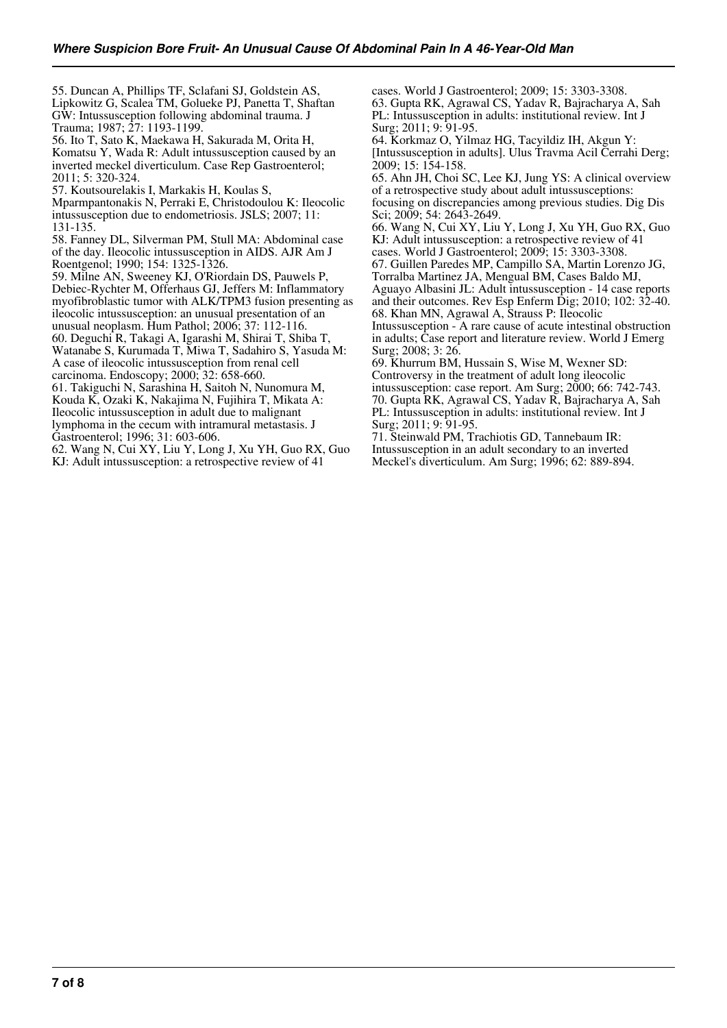55. Duncan A, Phillips TF, Sclafani SJ, Goldstein AS, Lipkowitz G, Scalea TM, Golueke PJ, Panetta T, Shaftan GW: Intussusception following abdominal trauma. J Trauma; 1987; 27: 1193-1199.
56. Ito T, Sato K, Maekawa H, Sakurada M, Orita H, Komatsu Y, Wada R: Adult intussusception caused by an inverted meckel diverticulum. Case Rep Gastroenterol; 2011; 5: 320-324.
57. Koutsourelakis I, Markakis H, Koulas S, Mparmpantonakis N, Perraki E, Christodoulou K: Ileocolic intussusception due to endometriosis. JSLS; 2007; 11: 131-135.
58. Fanney DL, Silverman PM, Stull MA: Abdominal case of the day. Ileocolic intussusception in AIDS. AJR Am J Roentgenol; 1990; 154: 1325-1326.
59. Milne AN, Sweeney KJ, O'Riordain DS, Pauwels P, Debiec-Rychter M, Offerhaus GJ, Jeffers M: Inflammatory myofibroblastic tumor with ALK/TPM3 fusion presenting as ileocolic intussusception: an unusual presentation of an unusual neoplasm. Hum Pathol; 2006; 37: 112-116.
60. Deguchi R, Takagi A, Igarashi M, Shirai T, Shiba T, Watanabe S, Kurumada T, Miwa T, Sadahiro S, Yasuda M: A case of ileocolic intussusception from renal cell carcinoma. Endoscopy; 2000; 32: 658-660.
61. Takiguchi N, Sarashina H, Saitoh N, Nunomura M, Kouda K, Ozaki K, Nakajima N, Fujihira T, Mikata A: Ileocolic intussusception in adult due to malignant lymphoma in the cecum with intramural metastasis. J Gastroenterol; 1996; 31: 603-606.
62. Wang N, Cui XY, Liu Y, Long J, Xu YH, Guo RX, Guo KJ: Adult intussusception: a retrospective review of 41 cases. World J Gastroenterol; 2009; 15: 3303-3308.
63. Gupta RK, Agrawal CS, Yadav R, Bajracharya A, Sah PL: Intussusception in adults: institutional review. Int J Surg; 2011; 9: 91-95.
64. Korkmaz O, Yilmaz HG, Tacyildiz IH, Akgun Y: [Intussusception in adults]. Ulus Travma Acil Cerrahi Derg; 2009; 15: 154-158.
65. Ahn JH, Choi SC, Lee KJ, Jung YS: A clinical overview of a retrospective study about adult intussusceptions: focusing on discrepancies among previous studies. Dig Dis Sci; 2009; 54: 2643-2649.
66. Wang N, Cui XY, Liu Y, Long J, Xu YH, Guo RX, Guo KJ: Adult intussusception: a retrospective review of 41 cases. World J Gastroenterol; 2009; 15: 3303-3308.
67. Guillen Paredes MP, Campillo SA, Martin Lorenzo JG, Torralba Martinez JA, Mengual BM, Cases Baldo MJ, Aguayo Albasini JL: Adult intussusception - 14 case reports and their outcomes. Rev Esp Enferm Dig; 2010; 102: 32-40.
68. Khan MN, Agrawal A, Strauss P: Ileocolic Intussusception - A rare cause of acute intestinal obstruction in adults; Case report and literature review. World J Emerg Surg; 2008; 3: 26.
69. Khurrum BM, Hussain S, Wise M, Wexner SD: Controversy in the treatment of adult long ileocolic intussusception: case report. Am Surg; 2000; 66: 742-743.
70. Gupta RK, Agrawal CS, Yadav R, Bajracharya A, Sah PL: Intussusception in adults: institutional review. Int J Surg; 2011; 9: 91-95.
71. Steinwald PM, Trachiotis GD, Tannebaum IR: Intussusception in an adult secondary to an inverted Meckel's diverticulum. Am Surg; 1996; 62: 889-894.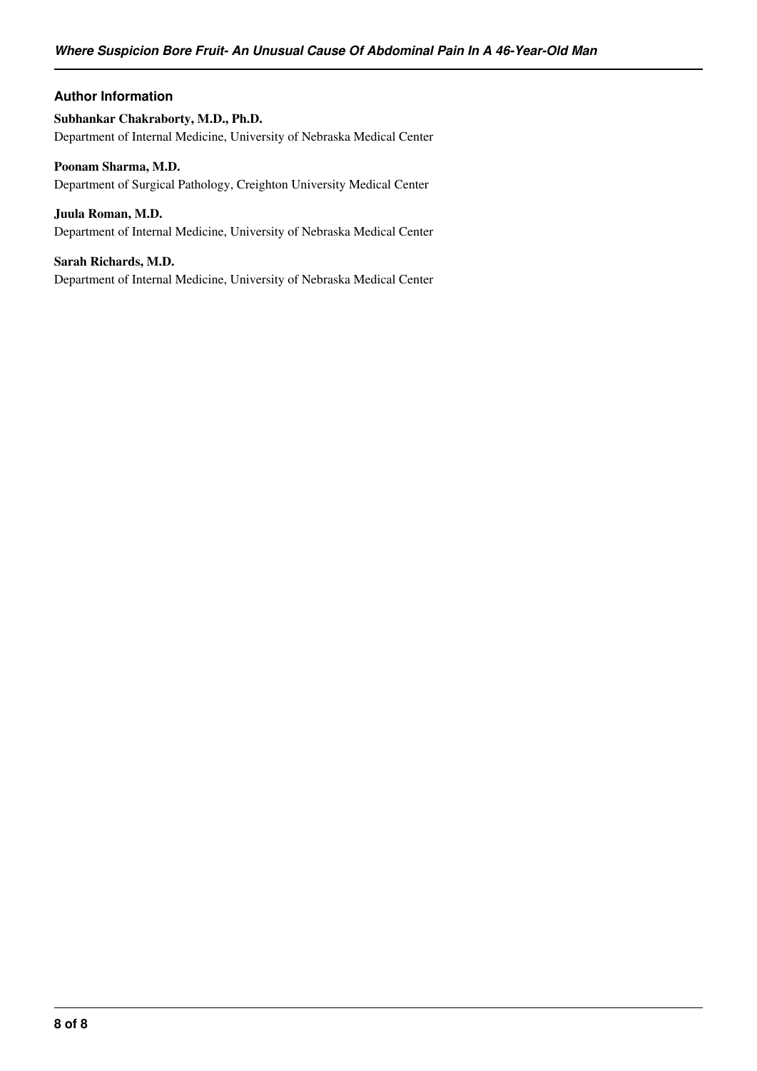## Author Information

**Subhankar Chakraborty, M.D., Ph.D.**
Department of Internal Medicine, University of Nebraska Medical Center

**Poonam Sharma, M.D.**
Department of Surgical Pathology, Creighton University Medical Center

**Juula Roman, M.D.**
Department of Internal Medicine, University of Nebraska Medical Center

**Sarah Richards, M.D.**
Department of Internal Medicine, University of Nebraska Medical Center